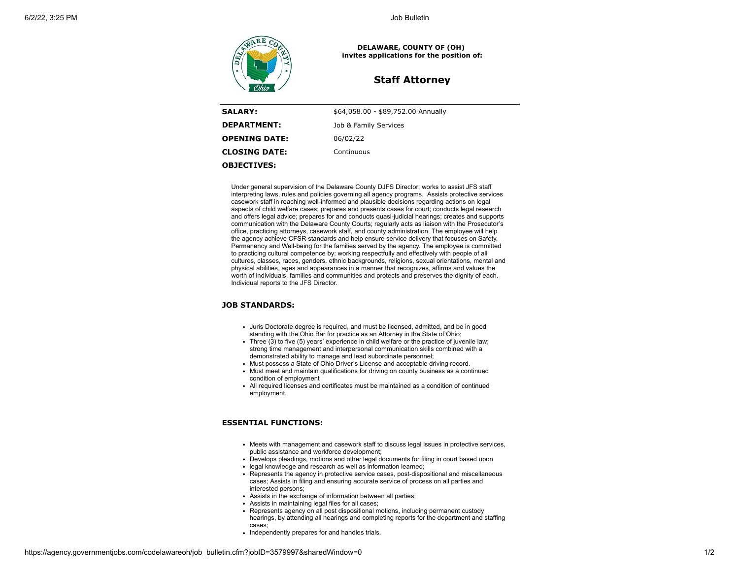**DELAWARE, COUNTY OF (OH)**
**invites applications for the position of:**

# Staff Attorney

| | |
|---|---|
| **SALARY:** | $64,058.00 - $89,752.00 Annually |
| **DEPARTMENT:** | Job & Family Services |
| **OPENING DATE:** | 06/02/22 |
| **CLOSING DATE:** | Continuous |

## OBJECTIVES:

Under general supervision of the Delaware County DJFS Director; works to assist JFS staff interpreting laws, rules and policies governing all agency programs. Assists protective services casework staff in reaching well-informed and plausible decisions regarding actions on legal aspects of child welfare cases; prepares and presents cases for court; conducts legal research and offers legal advice; prepares for and conducts quasi-judicial hearings; creates and supports communication with the Delaware County Courts; regularly acts as liaison with the Prosecutor's office, practicing attorneys, casework staff, and county administration. The employee will help the agency achieve CFSR standards and help ensure service delivery that focuses on Safety, Permanency and Well-being for the families served by the agency. The employee is committed to practicing cultural competence by: working respectfully and effectively with people of all cultures, classes, races, genders, ethnic backgrounds, religions, sexual orientations, mental and physical abilities, ages and appearances in a manner that recognizes, affirms and values the worth of individuals, families and communities and protects and preserves the dignity of each. Individual reports to the JFS Director.

## JOB STANDARDS:

- Juris Doctorate degree is required, and must be licensed, admitted, and be in good standing with the Ohio Bar for practice as an Attorney in the State of Ohio;
- Three (3) to five (5) years' experience in child welfare or the practice of juvenile law; strong time management and interpersonal communication skills combined with a demonstrated ability to manage and lead subordinate personnel;
- Must possess a State of Ohio Driver's License and acceptable driving record.
- Must meet and maintain qualifications for driving on county business as a continued condition of employment
- All required licenses and certificates must be maintained as a condition of continued employment.

## ESSENTIAL FUNCTIONS:

- Meets with management and casework staff to discuss legal issues in protective services, public assistance and workforce development;
- Develops pleadings, motions and other legal documents for filing in court based upon
- legal knowledge and research as well as information learned;
- Represents the agency in protective service cases, post-dispositional and miscellaneous cases; Assists in filing and ensuring accurate service of process on all parties and interested persons;
- Assists in the exchange of information between all parties;
- Assists in maintaining legal files for all cases;
- Represents agency on all post dispositional motions, including permanent custody hearings, by attending all hearings and completing reports for the department and staffing cases;
- Independently prepares for and handles trials.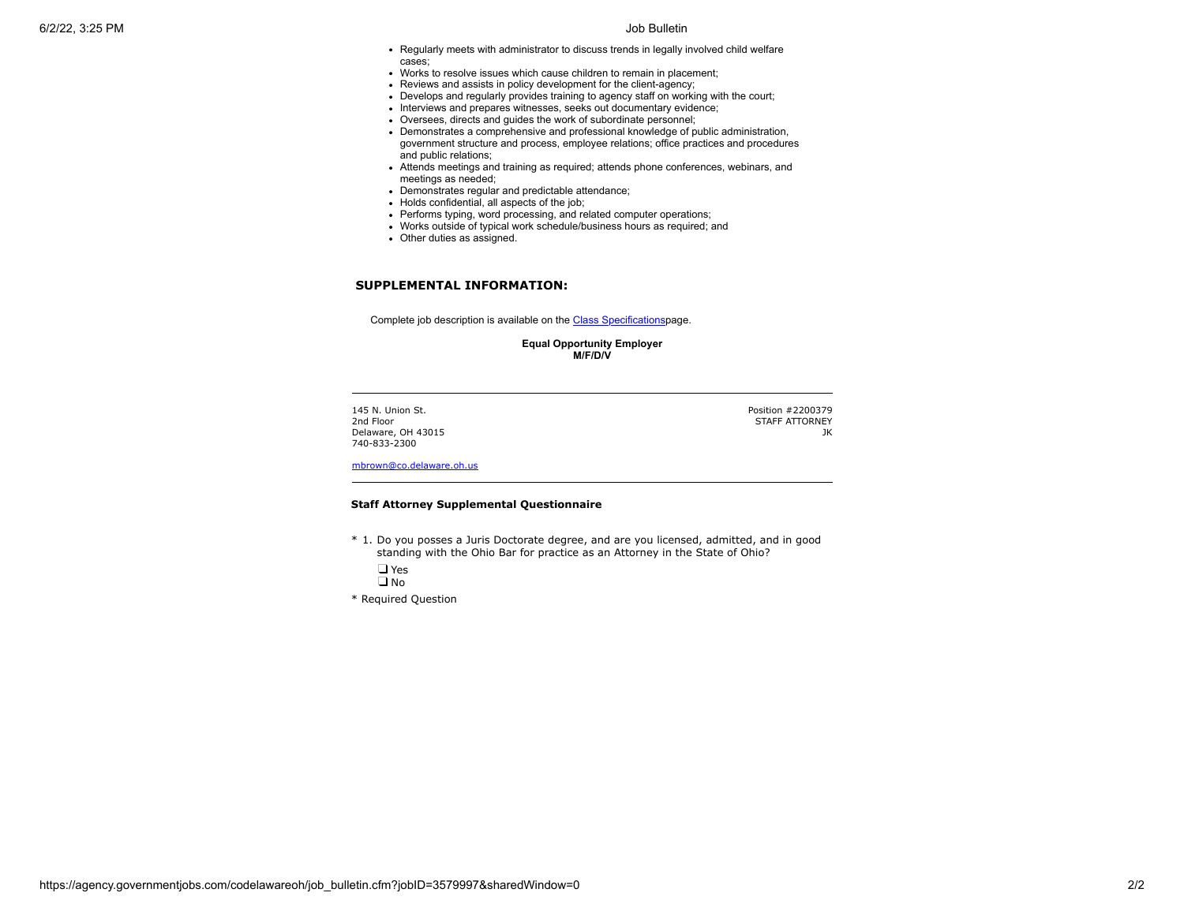- Regularly meets with administrator to discuss trends in legally involved child welfare cases;
- Works to resolve issues which cause children to remain in placement;
- Reviews and assists in policy development for the client-agency;
- Develops and regularly provides training to agency staff on working with the court;
- Interviews and prepares witnesses, seeks out documentary evidence;
- Oversees, directs and guides the work of subordinate personnel;
- Demonstrates a comprehensive and professional knowledge of public administration, government structure and process, employee relations; office practices and procedures and public relations;
- Attends meetings and training as required; attends phone conferences, webinars, and meetings as needed;
- Demonstrates regular and predictable attendance;
- Holds confidential, all aspects of the job;
- Performs typing, word processing, and related computer operations;
- Works outside of typical work schedule/business hours as required; and
- Other duties as assigned.

## SUPPLEMENTAL INFORMATION:

Complete job description is available on the Class Specificationspage.

**Equal Opportunity Employer**
**M/F/D/V**

---

145 N. Union St.
2nd Floor
Delaware, OH 43015
740-833-2300

mbrown@co.delaware.oh.us

Position #2200379
STAFF ATTORNEY
JK

---

### Staff Attorney Supplemental Questionnaire

\* 1. Do you posses a Juris Doctorate degree, and are you licensed, admitted, and in good standing with the Ohio Bar for practice as an Attorney in the State of Ohio?

❑ Yes
❑ No

\* Required Question